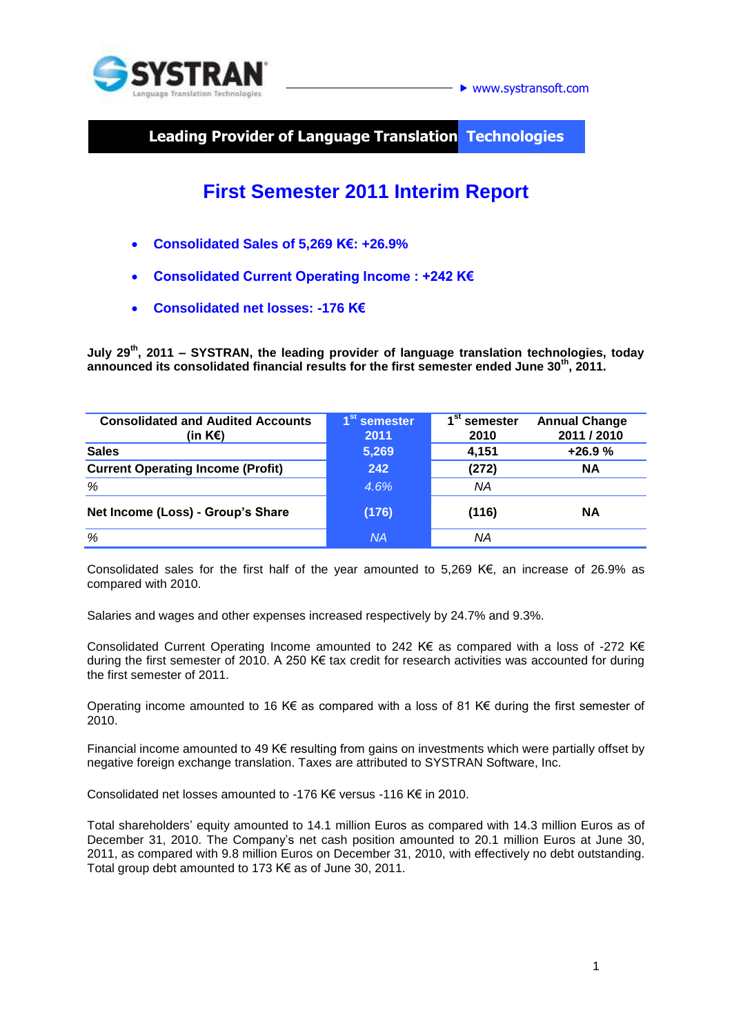SYSTRAN
Language Translation Technologies

www.systransoft.com

**Leading Provider of Language Translation Technologies**

# First Semester 2011 Interim Report

- **Consolidated Sales of 5,269 K€: +26.9%**
- **Consolidated Current Operating Income : +242 K€**
- **Consolidated net losses: -176 K€**

**July 29th, 2011 – SYSTRAN, the leading provider of language translation technologies, today announced its consolidated financial results for the first semester ended June 30th, 2011.**

| Consolidated and Audited Accounts (in K€) | 1st semester 2011 | 1st semester 2010 | Annual Change 2011 / 2010 |
|---|---|---|---|
| **Sales** | 5,269 | 4,151 | +26.9 % |
| **Current Operating Income (Profit)** | 242 | (272) | NA |
| *%* | *4.6%* | *NA* | |
| **Net Income (Loss) - Group's Share** | (176) | (116) | NA |
| *%* | *NA* | *NA* | |

Consolidated sales for the first half of the year amounted to 5,269 K€, an increase of 26.9% as compared with 2010.

Salaries and wages and other expenses increased respectively by 24.7% and 9.3%.

Consolidated Current Operating Income amounted to 242 K€ as compared with a loss of -272 K€ during the first semester of 2010. A 250 K€ tax credit for research activities was accounted for during the first semester of 2011.

Operating income amounted to 16 K€ as compared with a loss of 81 K€ during the first semester of 2010.

Financial income amounted to 49 K€ resulting from gains on investments which were partially offset by negative foreign exchange translation. Taxes are attributed to SYSTRAN Software, Inc.

Consolidated net losses amounted to -176 K€ versus -116 K€ in 2010.

Total shareholders' equity amounted to 14.1 million Euros as compared with 14.3 million Euros as of December 31, 2010. The Company's net cash position amounted to 20.1 million Euros at June 30, 2011, as compared with 9.8 million Euros on December 31, 2010, with effectively no debt outstanding. Total group debt amounted to 173 K€ as of June 30, 2011.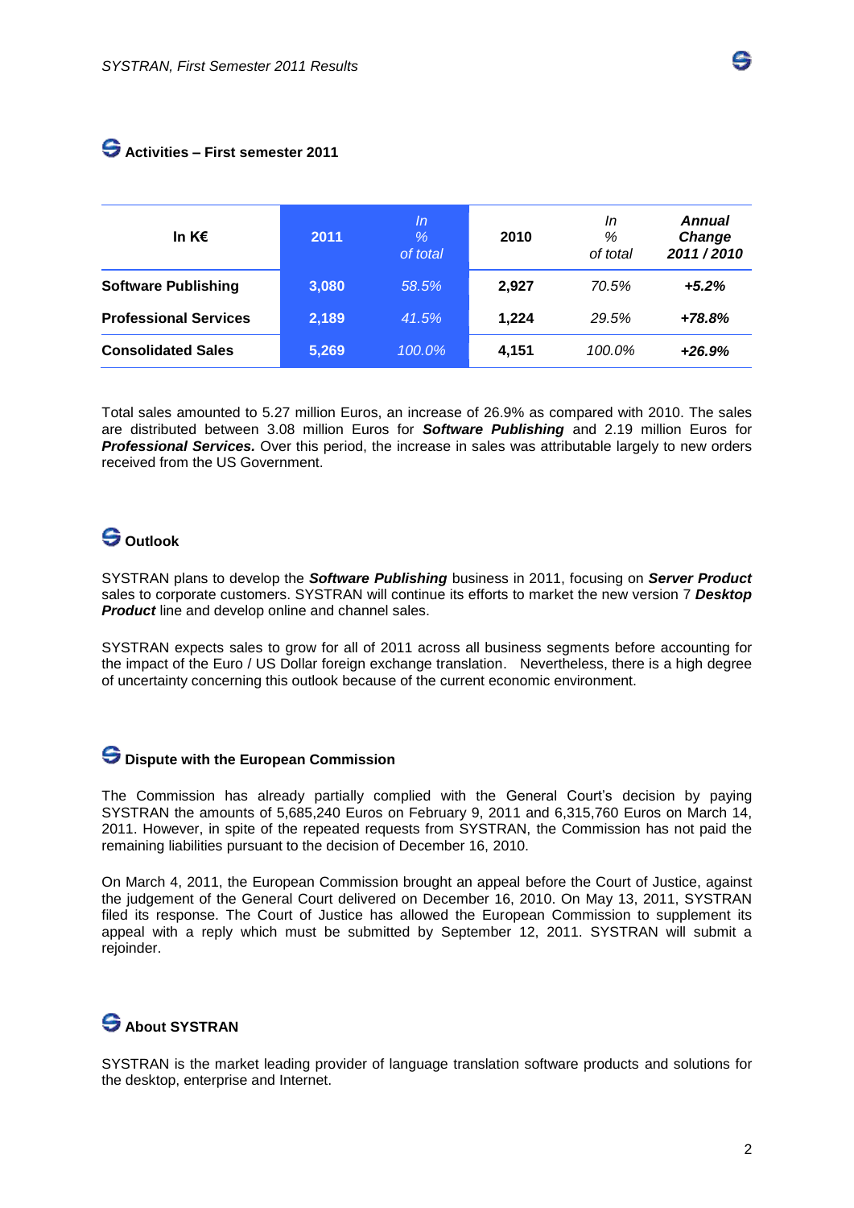## Activities – First semester 2011

| In K€ | 2011 | *In % of total* | 2010 | *In % of total* | ***Annual Change 2011 / 2010*** |
|---|---|---|---|---|---|
| **Software Publishing** | **3,080** | *58.5%* | **2,927** | *70.5%* | ***+5.2%*** |
| **Professional Services** | **2,189** | *41.5%* | **1,224** | *29.5%* | ***+78.8%*** |
| **Consolidated Sales** | **5,269** | *100.0%* | **4,151** | *100.0%* | ***+26.9%*** |

Total sales amounted to 5.27 million Euros, an increase of 26.9% as compared with 2010. The sales are distributed between 3.08 million Euros for ***Software Publishing*** and 2.19 million Euros for ***Professional Services.*** Over this period, the increase in sales was attributable largely to new orders received from the US Government.

## Outlook

SYSTRAN plans to develop the ***Software Publishing*** business in 2011, focusing on ***Server Product*** sales to corporate customers. SYSTRAN will continue its efforts to market the new version 7 ***Desktop Product*** line and develop online and channel sales.

SYSTRAN expects sales to grow for all of 2011 across all business segments before accounting for the impact of the Euro / US Dollar foreign exchange translation. Nevertheless, there is a high degree of uncertainty concerning this outlook because of the current economic environment.

## Dispute with the European Commission

The Commission has already partially complied with the General Court's decision by paying SYSTRAN the amounts of 5,685,240 Euros on February 9, 2011 and 6,315,760 Euros on March 14, 2011. However, in spite of the repeated requests from SYSTRAN, the Commission has not paid the remaining liabilities pursuant to the decision of December 16, 2010.

On March 4, 2011, the European Commission brought an appeal before the Court of Justice, against the judgement of the General Court delivered on December 16, 2010. On May 13, 2011, SYSTRAN filed its response. The Court of Justice has allowed the European Commission to supplement its appeal with a reply which must be submitted by September 12, 2011. SYSTRAN will submit a rejoinder.

## About SYSTRAN

SYSTRAN is the market leading provider of language translation software products and solutions for the desktop, enterprise and Internet.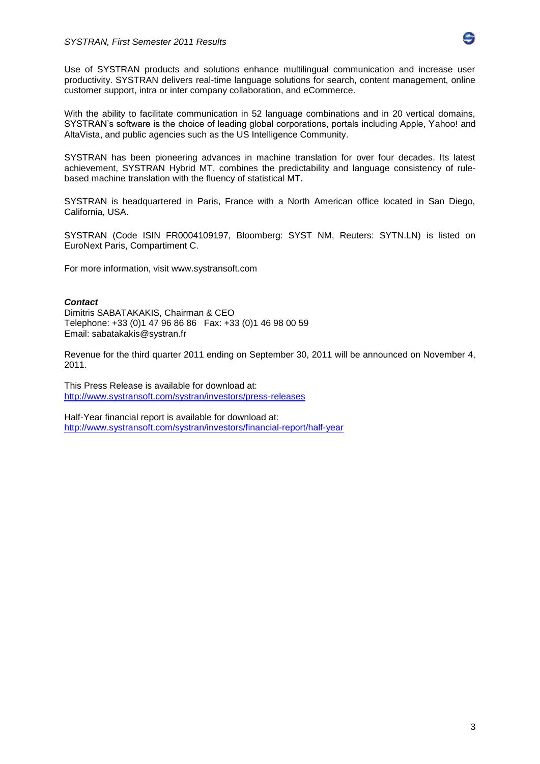Use of SYSTRAN products and solutions enhance multilingual communication and increase user productivity. SYSTRAN delivers real-time language solutions for search, content management, online customer support, intra or inter company collaboration, and eCommerce.

With the ability to facilitate communication in 52 language combinations and in 20 vertical domains, SYSTRAN's software is the choice of leading global corporations, portals including Apple, Yahoo! and AltaVista, and public agencies such as the US Intelligence Community.

SYSTRAN has been pioneering advances in machine translation for over four decades. Its latest achievement, SYSTRAN Hybrid MT, combines the predictability and language consistency of rule-based machine translation with the fluency of statistical MT.

SYSTRAN is headquartered in Paris, France with a North American office located in San Diego, California, USA.

SYSTRAN (Code ISIN FR0004109197, Bloomberg: SYST NM, Reuters: SYTN.LN) is listed on EuroNext Paris, Compartiment C.

For more information, visit www.systransoft.com

***Contact***
Dimitris SABATAKAKIS, Chairman & CEO
Telephone: +33 (0)1 47 96 86 86   Fax: +33 (0)1 46 98 00 59
Email: sabatakakis@systran.fr

Revenue for the third quarter 2011 ending on September 30, 2011 will be announced on November 4, 2011.

This Press Release is available for download at:
http://www.systransoft.com/systran/investors/press-releases

Half-Year financial report is available for download at:
http://www.systransoft.com/systran/investors/financial-report/half-year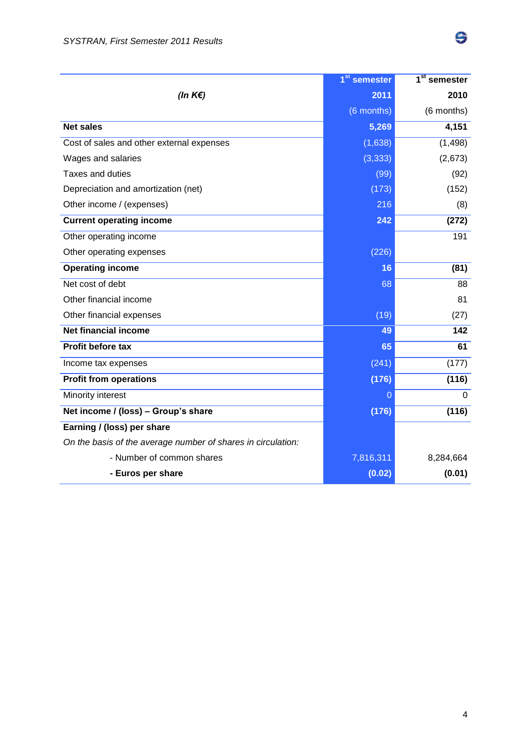| *(In K€)* | 1st semester 2011 (6 months) | 1st semester 2010 (6 months) |
|---|---|---|
| **Net sales** | **5,269** | **4,151** |
| Cost of sales and other external expenses | (1,638) | (1,498) |
| Wages and salaries | (3,333) | (2,673) |
| Taxes and duties | (99) | (92) |
| Depreciation and amortization (net) | (173) | (152) |
| Other income / (expenses) | 216 | (8) |
| **Current operating income** | **242** | **(272)** |
| Other operating income | | 191 |
| Other operating expenses | (226) | |
| **Operating income** | **16** | **(81)** |
| Net cost of debt | 68 | 88 |
| Other financial income | | 81 |
| Other financial expenses | (19) | (27) |
| **Net financial income** | **49** | **142** |
| **Profit before tax** | **65** | **61** |
| Income tax expenses | (241) | (177) |
| **Profit from operations** | **(176)** | **(116)** |
| Minority interest | 0 | 0 |
| **Net income / (loss) – Group's share** | **(176)** | **(116)** |
| **Earning / (loss) per share** | | |
| *On the basis of the average number of shares in circulation:* | | |
| - Number of common shares | 7,816,311 | 8,284,664 |
| **- Euros per share** | **(0.02)** | **(0.01)** |